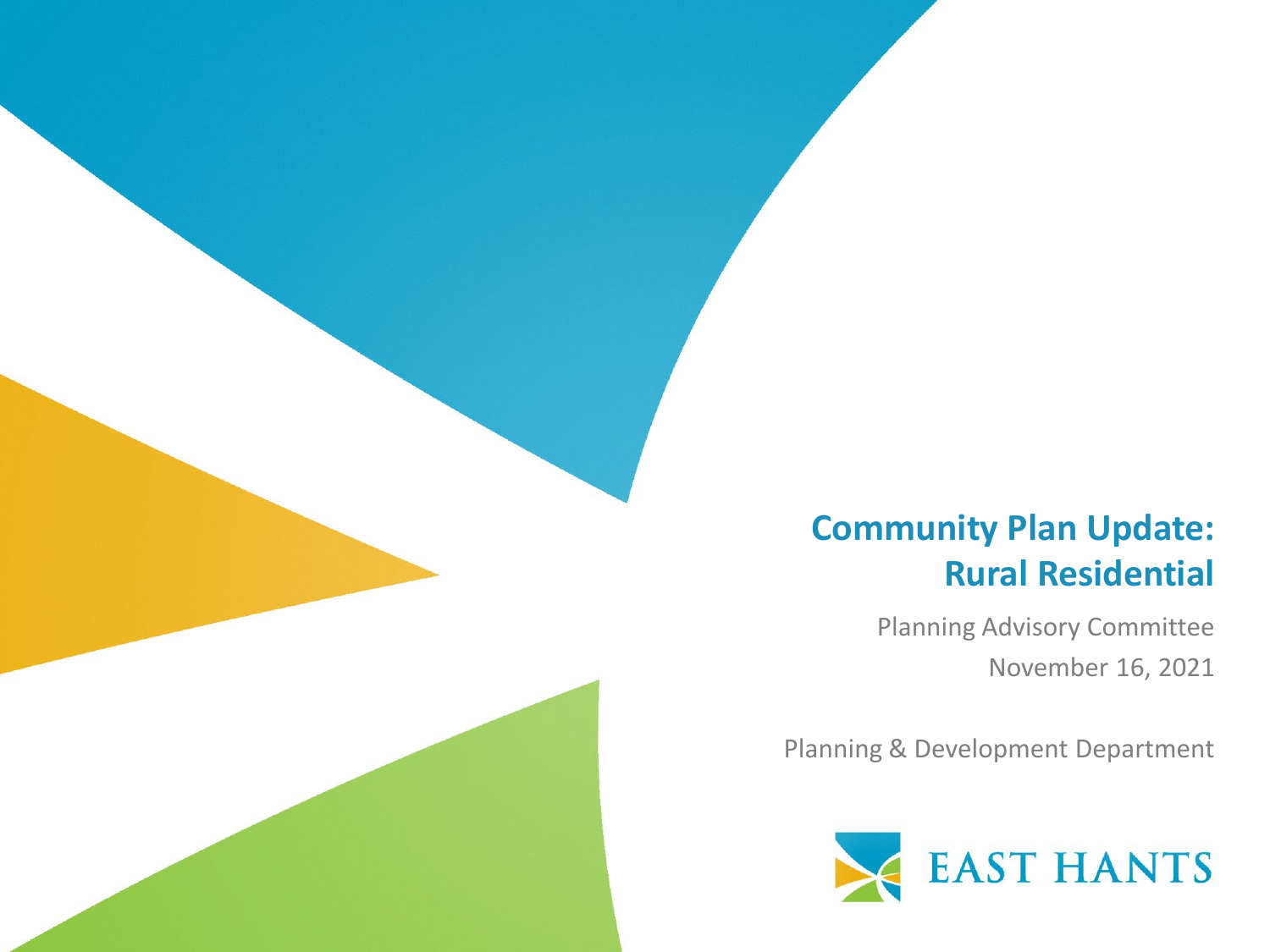# Community Plan Update: Rural Residential

Planning Advisory Committee

November 16, 2021

Planning & Development Department

EAST HANTS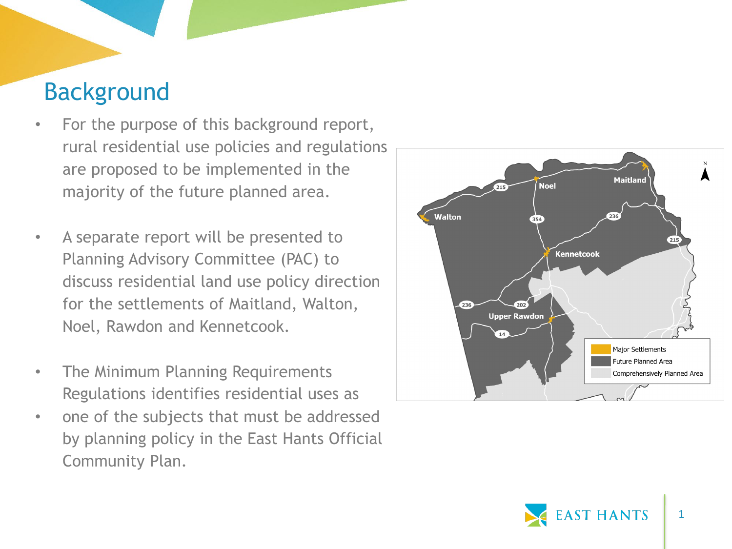# Background

- For the purpose of this background report, rural residential use policies and regulations are proposed to be implemented in the majority of the future planned area.

- A separate report will be presented to Planning Advisory Committee (PAC) to discuss residential land use policy direction for the settlements of Maitland, Walton, Noel, Rawdon and Kennetcook.

- The Minimum Planning Requirements Regulations identifies residential uses as
- one of the subjects that must be addressed by planning policy in the East Hants Official Community Plan.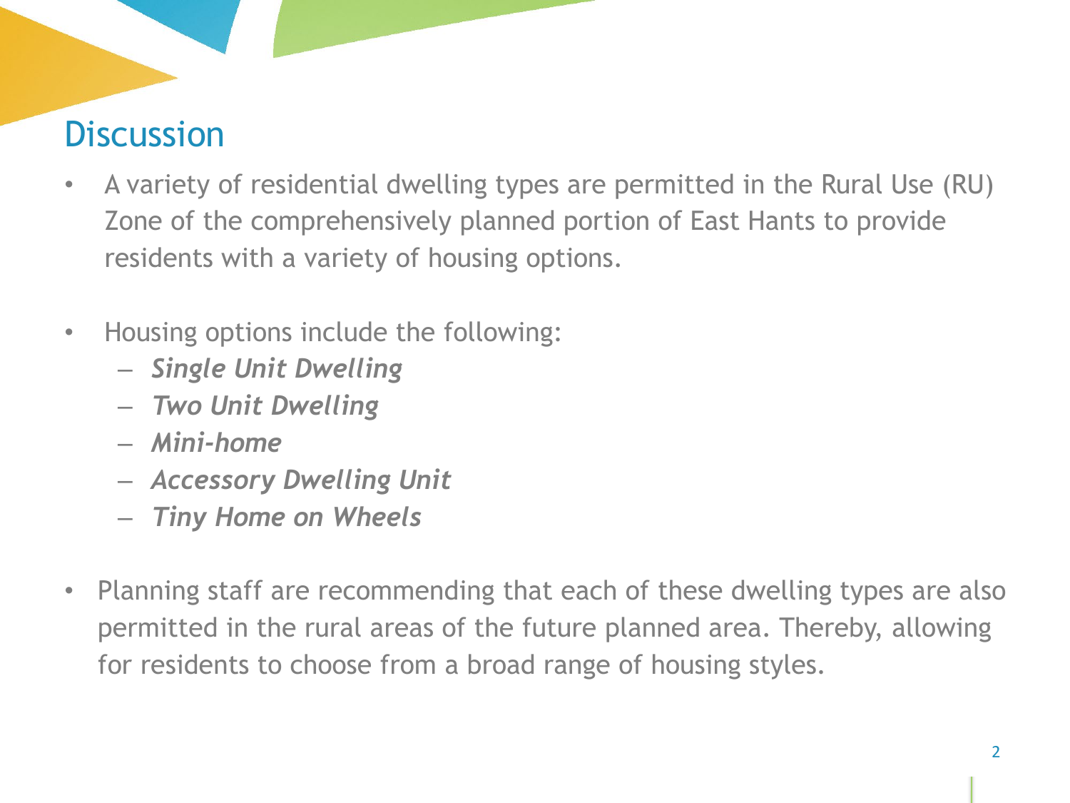## Discussion

- A variety of residential dwelling types are permitted in the Rural Use (RU) Zone of the comprehensively planned portion of East Hants to provide residents with a variety of housing options.

- Housing options include the following:
  - ***Single Unit Dwelling***
  - ***Two Unit Dwelling***
  - ***Mini-home***
  - ***Accessory Dwelling Unit***
  - ***Tiny Home on Wheels***

- Planning staff are recommending that each of these dwelling types are also permitted in the rural areas of the future planned area. Thereby, allowing for residents to choose from a broad range of housing styles.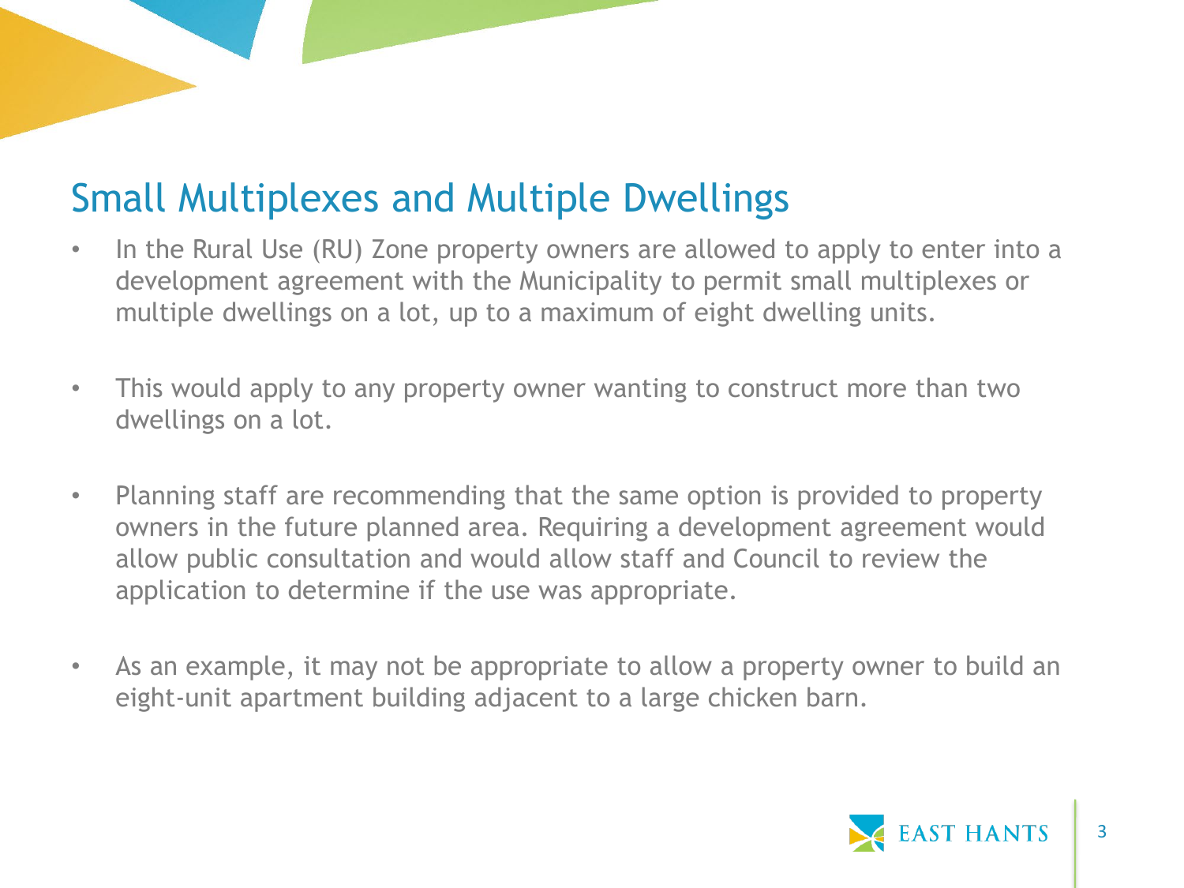## Small Multiplexes and Multiple Dwellings

- In the Rural Use (RU) Zone property owners are allowed to apply to enter into a development agreement with the Municipality to permit small multiplexes or multiple dwellings on a lot, up to a maximum of eight dwelling units.

- This would apply to any property owner wanting to construct more than two dwellings on a lot.

- Planning staff are recommending that the same option is provided to property owners in the future planned area. Requiring a development agreement would allow public consultation and would allow staff and Council to review the application to determine if the use was appropriate.

- As an example, it may not be appropriate to allow a property owner to build an eight-unit apartment building adjacent to a large chicken barn.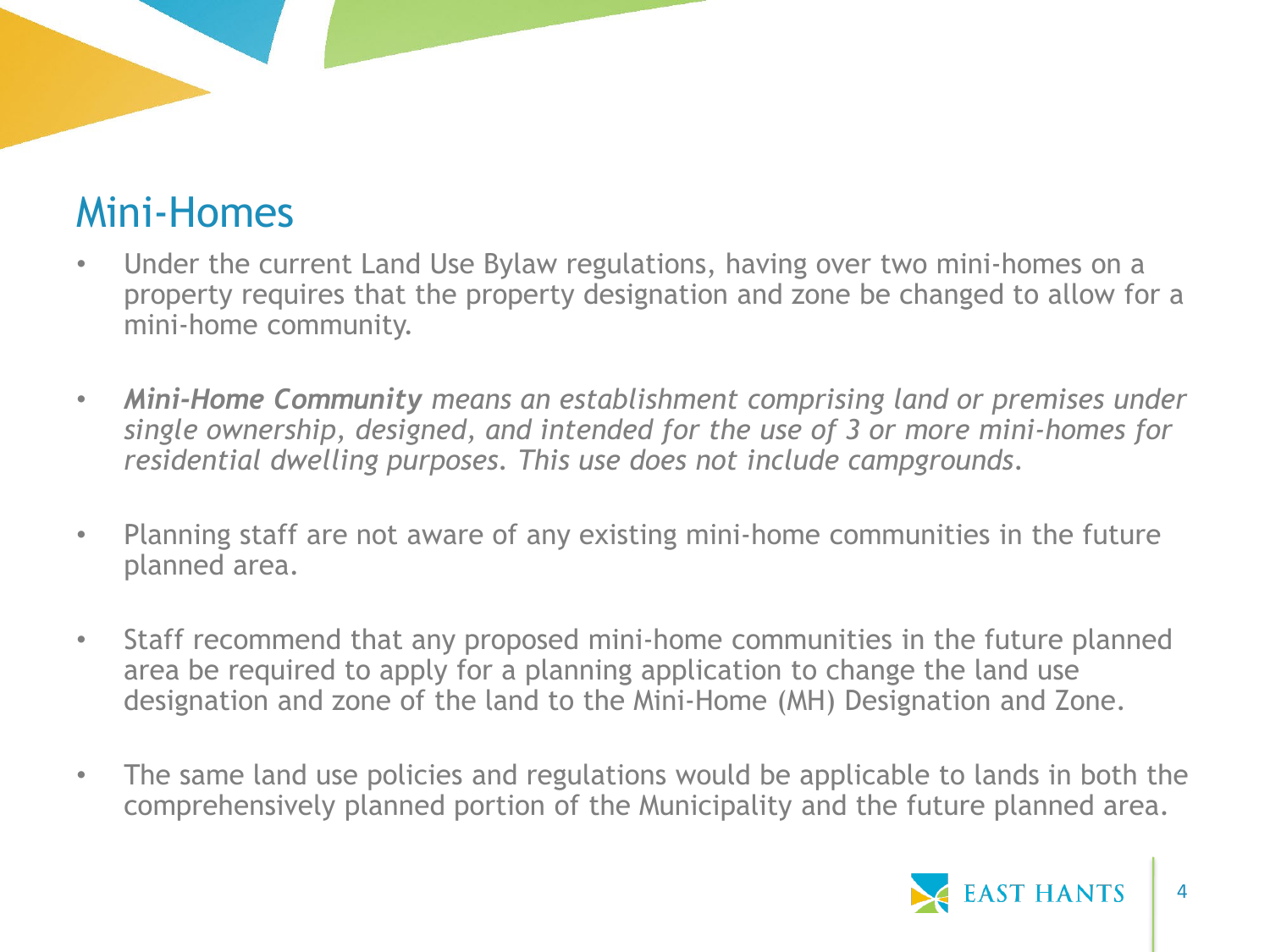# Mini-Homes

- Under the current Land Use Bylaw regulations, having over two mini-homes on a property requires that the property designation and zone be changed to allow for a mini-home community.

- ***Mini-Home Community*** *means an establishment comprising land or premises under single ownership, designed, and intended for the use of 3 or more mini-homes for residential dwelling purposes. This use does not include campgrounds.*

- Planning staff are not aware of any existing mini-home communities in the future planned area.

- Staff recommend that any proposed mini-home communities in the future planned area be required to apply for a planning application to change the land use designation and zone of the land to the Mini-Home (MH) Designation and Zone.

- The same land use policies and regulations would be applicable to lands in both the comprehensively planned portion of the Municipality and the future planned area.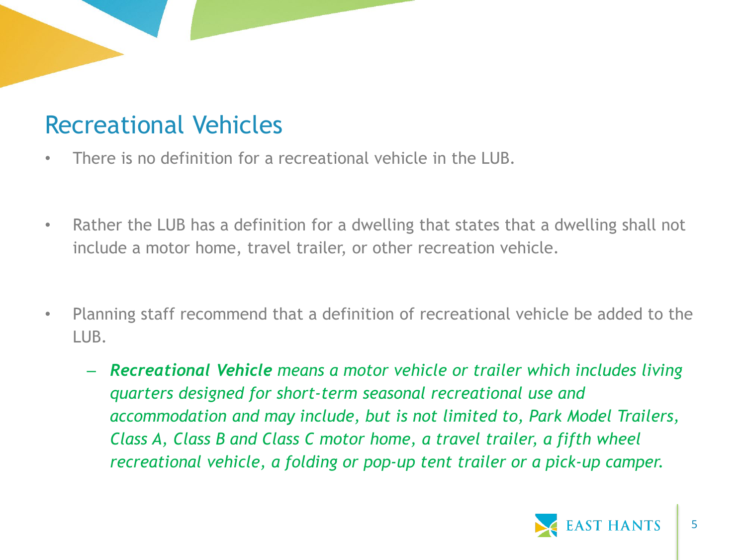## Recreational Vehicles

- There is no definition for a recreational vehicle in the LUB.
- Rather the LUB has a definition for a dwelling that states that a dwelling shall not include a motor home, travel trailer, or other recreation vehicle.
- Planning staff recommend that a definition of recreational vehicle be added to the LUB.
  - ***Recreational Vehicle*** *means a motor vehicle or trailer which includes living quarters designed for short-term seasonal recreational use and accommodation and may include, but is not limited to, Park Model Trailers, Class A, Class B and Class C motor home, a travel trailer, a fifth wheel recreational vehicle, a folding or pop-up tent trailer or a pick-up camper.*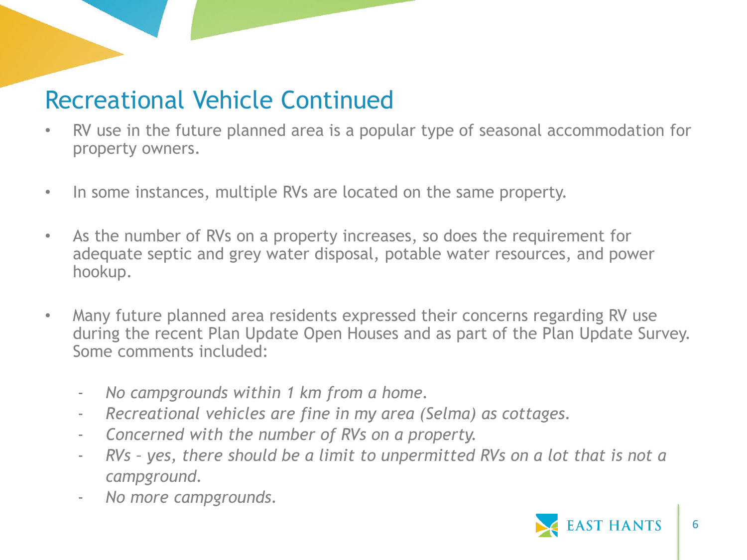# Recational Vehicle Continued

- RV use in the future planned area is a popular type of seasonal accommodation for property owners.
- In some instances, multiple RVs are located on the same property.
- As the number of RVs on a property increases, so does the requirement for adequate septic and grey water disposal, potable water resources, and power hookup.
- Many future planned area residents expressed their concerns regarding RV use during the recent Plan Update Open Houses and as part of the Plan Update Survey. Some comments included:
  - *No campgrounds within 1 km from a home.*
  - *Recreational vehicles are fine in my area (Selma) as cottages.*
  - *Concerned with the number of RVs on a property.*
  - *RVs – yes, there should be a limit to unpermitted RVs on a lot that is not a campground.*
  - *No more campgrounds.*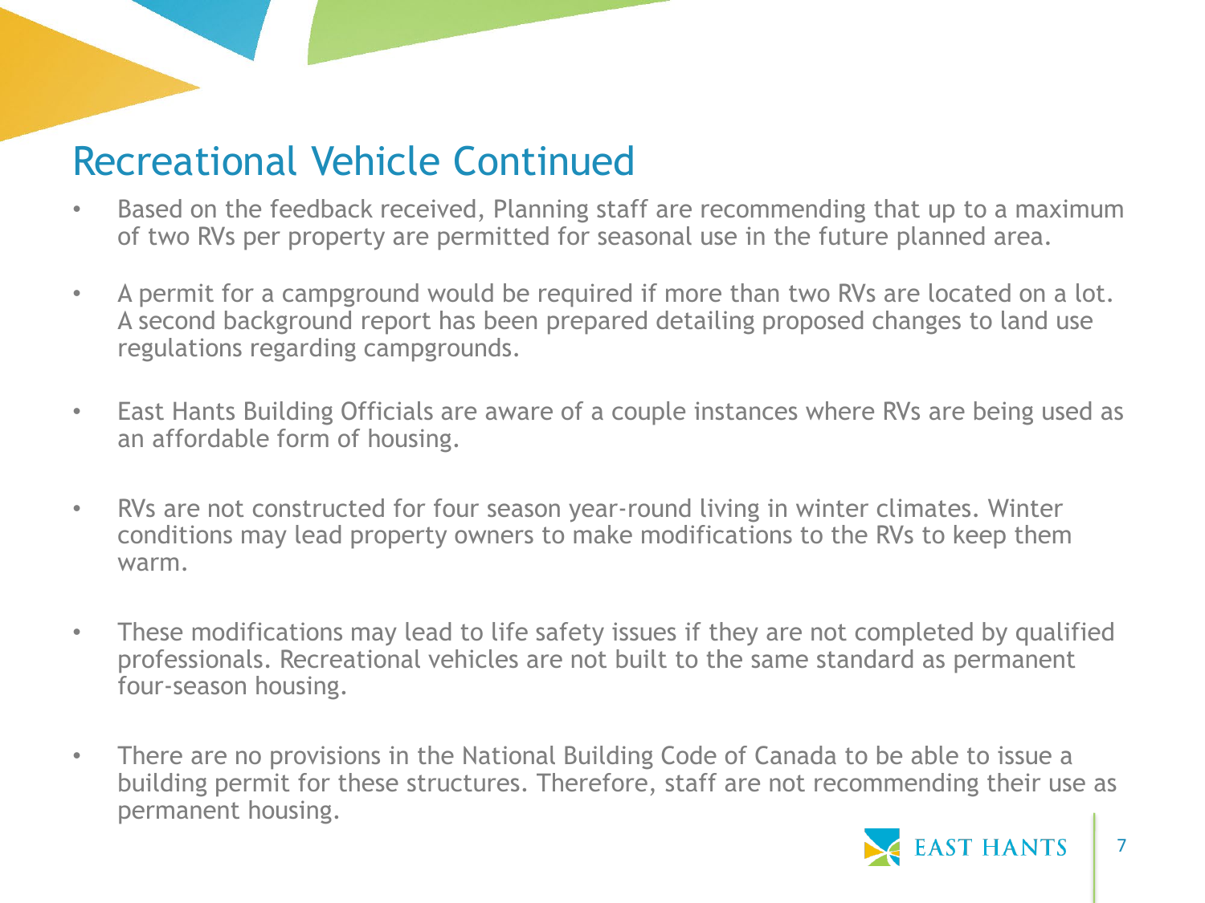# Recreational Vehicle Continued

- Based on the feedback received, Planning staff are recommending that up to a maximum of two RVs per property are permitted for seasonal use in the future planned area.
- A permit for a campground would be required if more than two RVs are located on a lot. A second background report has been prepared detailing proposed changes to land use regulations regarding campgrounds.
- East Hants Building Officials are aware of a couple instances where RVs are being used as an affordable form of housing.
- RVs are not constructed for four season year-round living in winter climates. Winter conditions may lead property owners to make modifications to the RVs to keep them warm.
- These modifications may lead to life safety issues if they are not completed by qualified professionals. Recreational vehicles are not built to the same standard as permanent four-season housing.
- There are no provisions in the National Building Code of Canada to be able to issue a building permit for these structures. Therefore, staff are not recommending their use as permanent housing.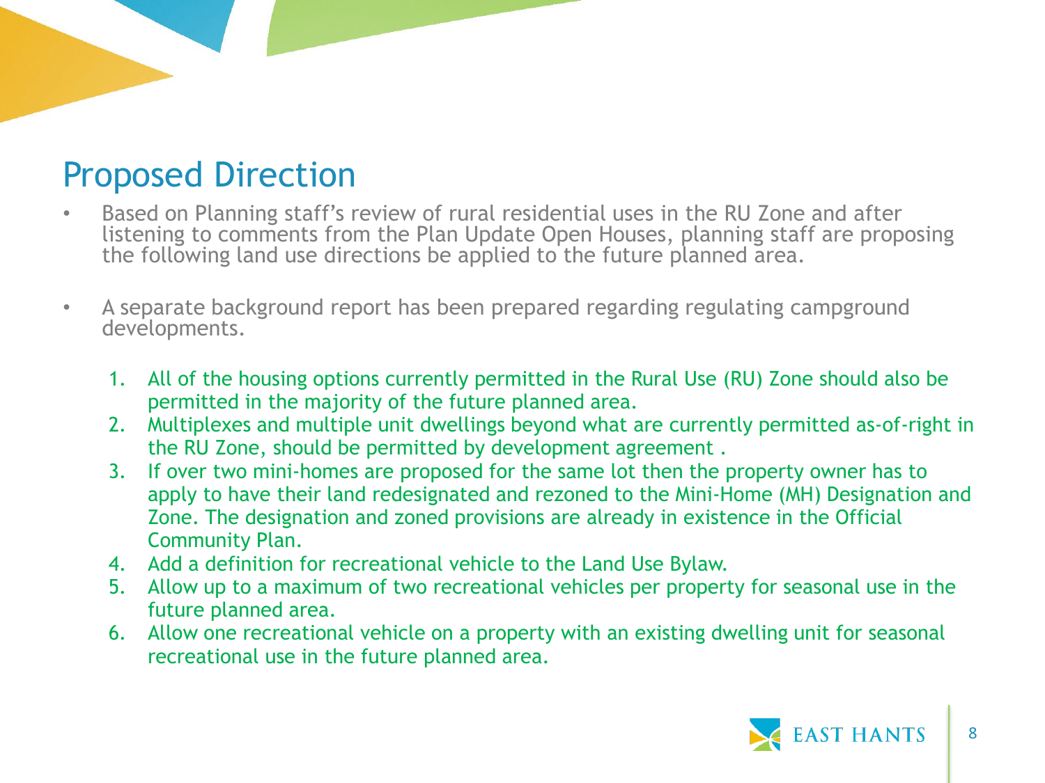# Proposed Direction

- Based on Planning staff's review of rural residential uses in the RU Zone and after listening to comments from the Plan Update Open Houses, planning staff are proposing the following land use directions be applied to the future planned area.
- A separate background report has been prepared regarding regulating campground developments.

1. All of the housing options currently permitted in the Rural Use (RU) Zone should also be permitted in the majority of the future planned area.
2. Multiplexes and multiple unit dwellings beyond what are currently permitted as-of-right in the RU Zone, should be permitted by development agreement .
3. If over two mini-homes are proposed for the same lot then the property owner has to apply to have their land redesignated and rezoned to the Mini-Home (MH) Designation and Zone. The designation and zoned provisions are already in existence in the Official Community Plan.
4. Add a definition for recreational vehicle to the Land Use Bylaw.
5. Allow up to a maximum of two recreational vehicles per property for seasonal use in the future planned area.
6. Allow one recreational vehicle on a property with an existing dwelling unit for seasonal recreational use in the future planned area.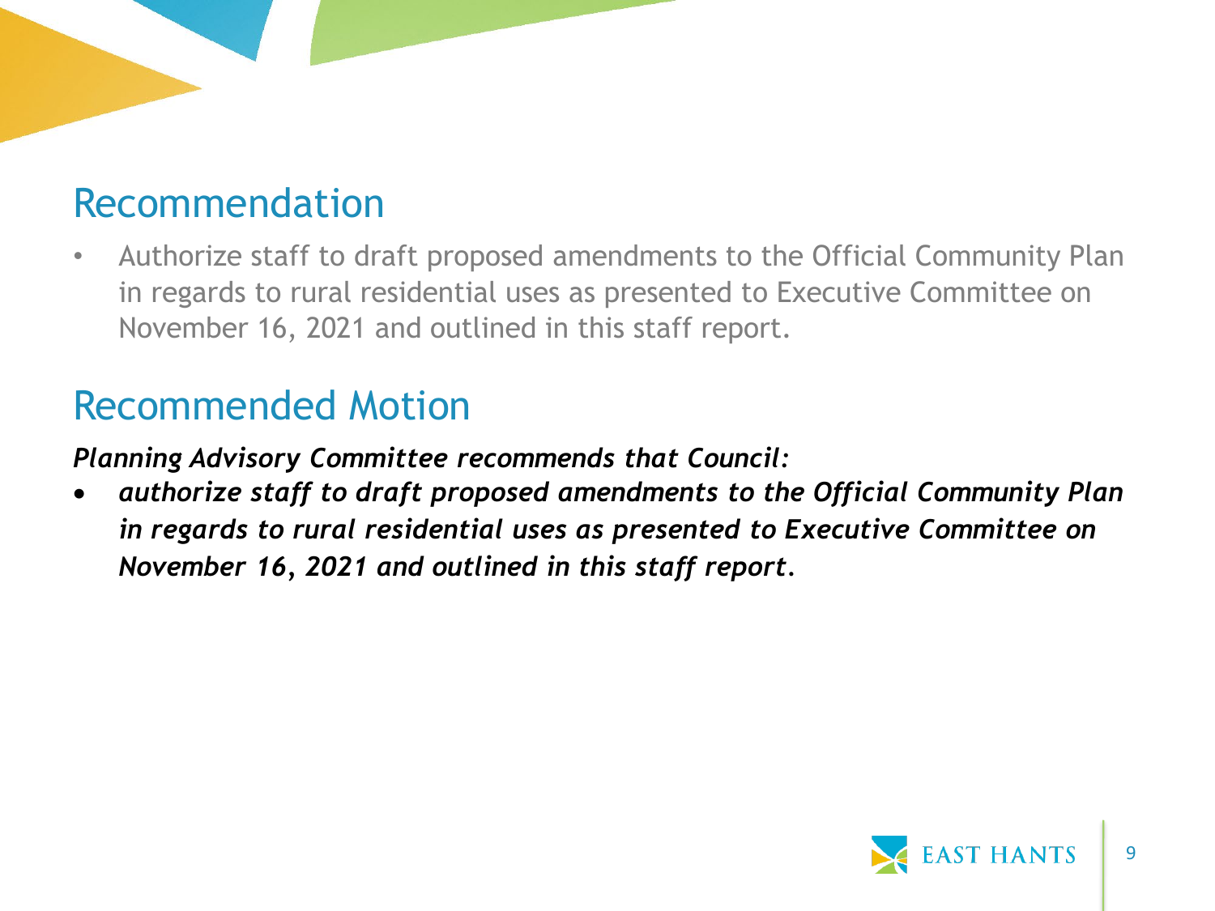## Recommendation

- Authorize staff to draft proposed amendments to the Official Community Plan in regards to rural residential uses as presented to Executive Committee on November 16, 2021 and outlined in this staff report.

## Recommended Motion

***Planning Advisory Committee recommends that Council:***

- ***authorize staff to draft proposed amendments to the Official Community Plan in regards to rural residential uses as presented to Executive Committee on November 16, 2021 and outlined in this staff report.***